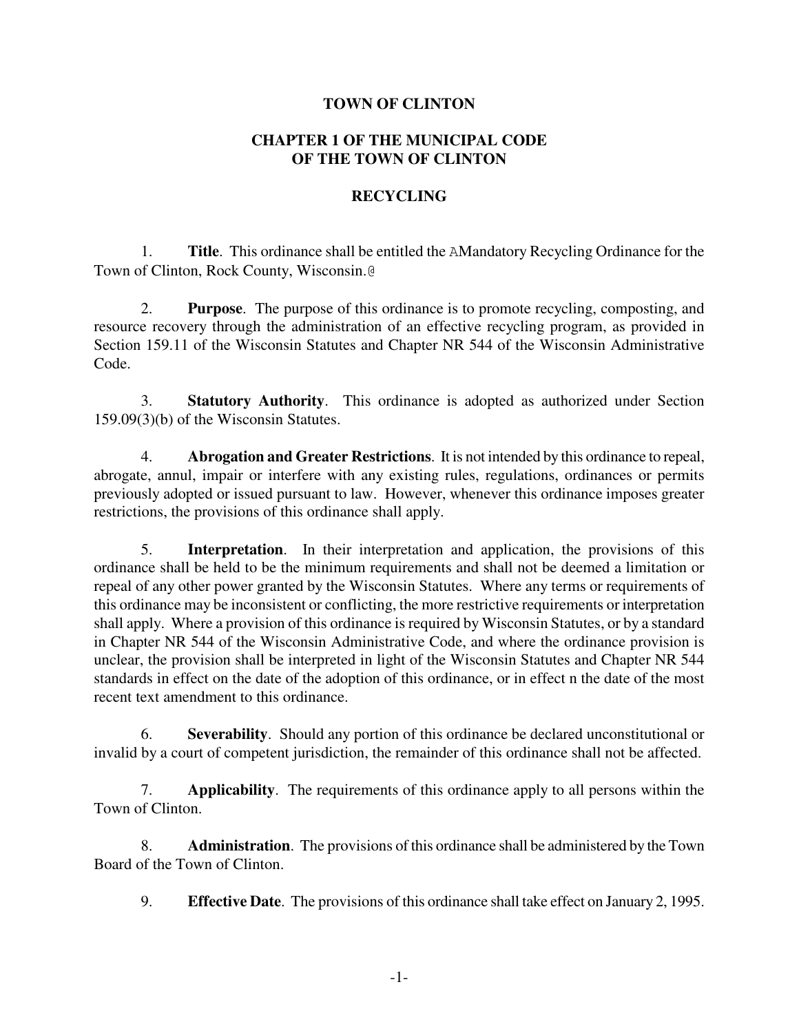# TOWN OF CLINTON

## CHAPTER 1 OF THE MUNICIPAL CODE OF THE TOWN OF CLINTON

## RECYCLING

1. **Title**. This ordinance shall be entitled the AMandatory Recycling Ordinance for the Town of Clinton, Rock County, Wisconsin.@

2. **Purpose**. The purpose of this ordinance is to promote recycling, composting, and resource recovery through the administration of an effective recycling program, as provided in Section 159.11 of the Wisconsin Statutes and Chapter NR 544 of the Wisconsin Administrative Code.

3. **Statutory Authority**. This ordinance is adopted as authorized under Section 159.09(3)(b) of the Wisconsin Statutes.

4. **Abrogation and Greater Restrictions**. It is not intended by this ordinance to repeal, abrogate, annul, impair or interfere with any existing rules, regulations, ordinances or permits previously adopted or issued pursuant to law. However, whenever this ordinance imposes greater restrictions, the provisions of this ordinance shall apply.

5. **Interpretation**. In their interpretation and application, the provisions of this ordinance shall be held to be the minimum requirements and shall not be deemed a limitation or repeal of any other power granted by the Wisconsin Statutes. Where any terms or requirements of this ordinance may be inconsistent or conflicting, the more restrictive requirements or interpretation shall apply. Where a provision of this ordinance is required by Wisconsin Statutes, or by a standard in Chapter NR 544 of the Wisconsin Administrative Code, and where the ordinance provision is unclear, the provision shall be interpreted in light of the Wisconsin Statutes and Chapter NR 544 standards in effect on the date of the adoption of this ordinance, or in effect n the date of the most recent text amendment to this ordinance.

6. **Severability**. Should any portion of this ordinance be declared unconstitutional or invalid by a court of competent jurisdiction, the remainder of this ordinance shall not be affected.

7. **Applicability**. The requirements of this ordinance apply to all persons within the Town of Clinton.

8. **Administration**. The provisions of this ordinance shall be administered by the Town Board of the Town of Clinton.

9. **Effective Date**. The provisions of this ordinance shall take effect on January 2, 1995.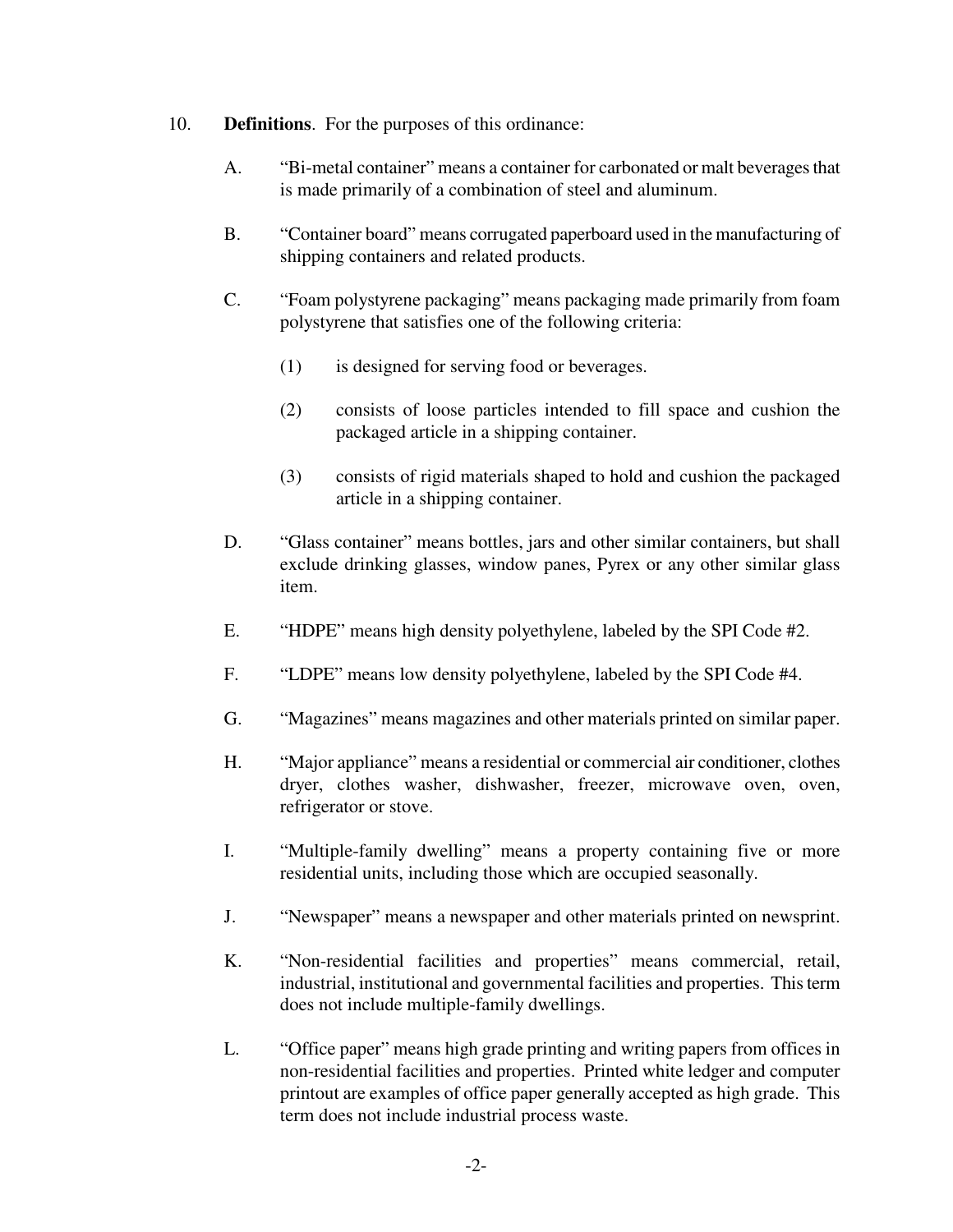10. **Definitions**. For the purposes of this ordinance:

    A. "Bi-metal container" means a container for carbonated or malt beverages that is made primarily of a combination of steel and aluminum.

    B. "Container board" means corrugated paperboard used in the manufacturing of shipping containers and related products.

    C. "Foam polystyrene packaging" means packaging made primarily from foam polystyrene that satisfies one of the following criteria:

        (1) is designed for serving food or beverages.

        (2) consists of loose particles intended to fill space and cushion the packaged article in a shipping container.

        (3) consists of rigid materials shaped to hold and cushion the packaged article in a shipping container.

    D. "Glass container" means bottles, jars and other similar containers, but shall exclude drinking glasses, window panes, Pyrex or any other similar glass item.

    E. "HDPE" means high density polyethylene, labeled by the SPI Code #2.

    F. "LDPE" means low density polyethylene, labeled by the SPI Code #4.

    G. "Magazines" means magazines and other materials printed on similar paper.

    H. "Major appliance" means a residential or commercial air conditioner, clothes dryer, clothes washer, dishwasher, freezer, microwave oven, oven, refrigerator or stove.

    I. "Multiple-family dwelling" means a property containing five or more residential units, including those which are occupied seasonally.

    J. "Newspaper" means a newspaper and other materials printed on newsprint.

    K. "Non-residential facilities and properties" means commercial, retail, industrial, institutional and governmental facilities and properties. This term does not include multiple-family dwellings.

    L. "Office paper" means high grade printing and writing papers from offices in non-residential facilities and properties. Printed white ledger and computer printout are examples of office paper generally accepted as high grade. This term does not include industrial process waste.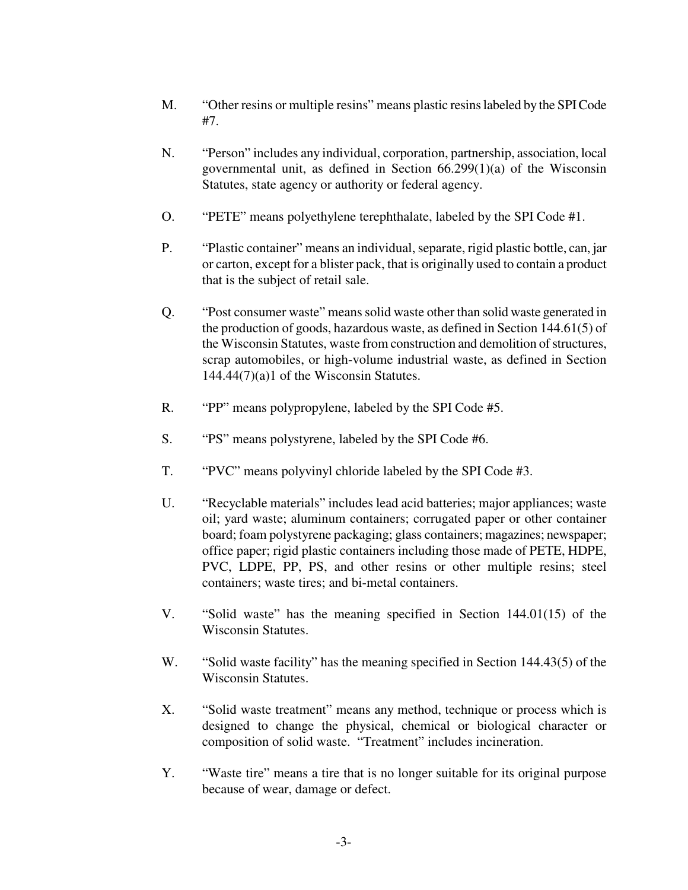M. "Other resins or multiple resins" means plastic resins labeled by the SPI Code #7.

N. "Person" includes any individual, corporation, partnership, association, local governmental unit, as defined in Section 66.299(1)(a) of the Wisconsin Statutes, state agency or authority or federal agency.

O. "PETE" means polyethylene terephthalate, labeled by the SPI Code #1.

P. "Plastic container" means an individual, separate, rigid plastic bottle, can, jar or carton, except for a blister pack, that is originally used to contain a product that is the subject of retail sale.

Q. "Post consumer waste" means solid waste other than solid waste generated in the production of goods, hazardous waste, as defined in Section 144.61(5) of the Wisconsin Statutes, waste from construction and demolition of structures, scrap automobiles, or high-volume industrial waste, as defined in Section 144.44(7)(a)1 of the Wisconsin Statutes.

R. "PP" means polypropylene, labeled by the SPI Code #5.

S. "PS" means polystyrene, labeled by the SPI Code #6.

T. "PVC" means polyvinyl chloride labeled by the SPI Code #3.

U. "Recyclable materials" includes lead acid batteries; major appliances; waste oil; yard waste; aluminum containers; corrugated paper or other container board; foam polystyrene packaging; glass containers; magazines; newspaper; office paper; rigid plastic containers including those made of PETE, HDPE, PVC, LDPE, PP, PS, and other resins or other multiple resins; steel containers; waste tires; and bi-metal containers.

V. "Solid waste" has the meaning specified in Section 144.01(15) of the Wisconsin Statutes.

W. "Solid waste facility" has the meaning specified in Section 144.43(5) of the Wisconsin Statutes.

X. "Solid waste treatment" means any method, technique or process which is designed to change the physical, chemical or biological character or composition of solid waste. "Treatment" includes incineration.

Y. "Waste tire" means a tire that is no longer suitable for its original purpose because of wear, damage or defect.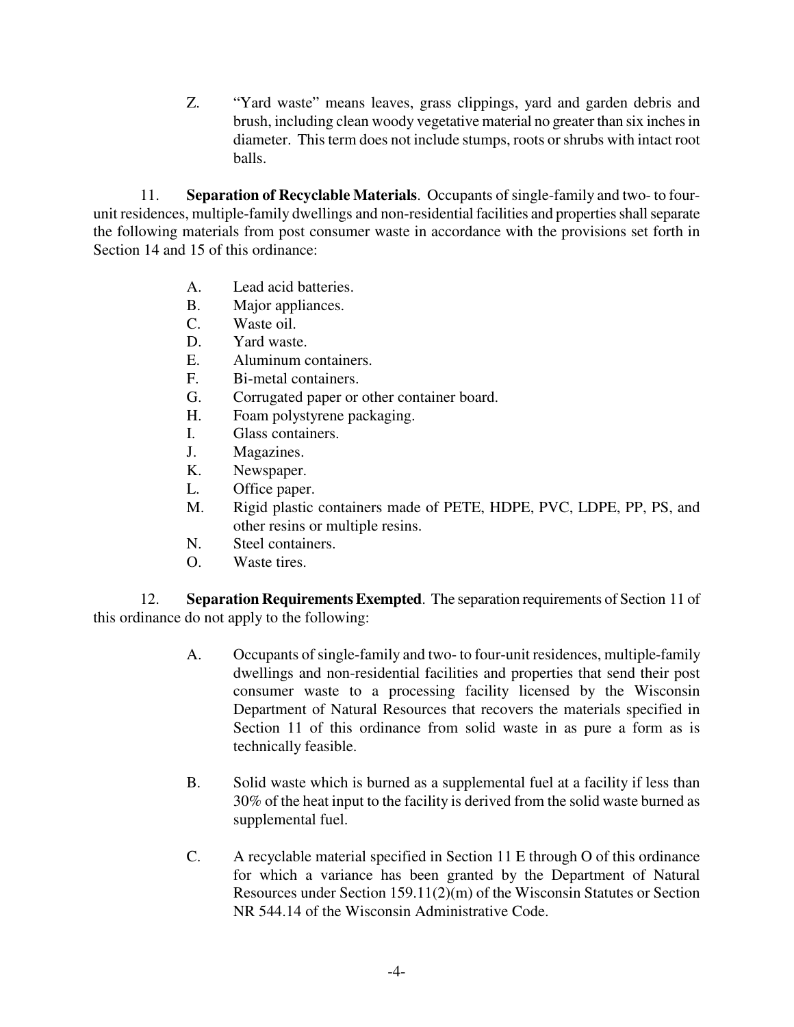Z. "Yard waste" means leaves, grass clippings, yard and garden debris and brush, including clean woody vegetative material no greater than six inches in diameter. This term does not include stumps, roots or shrubs with intact root balls.

11. **Separation of Recyclable Materials**. Occupants of single-family and two- to four-unit residences, multiple-family dwellings and non-residential facilities and properties shall separate the following materials from post consumer waste in accordance with the provisions set forth in Section 14 and 15 of this ordinance:

A. Lead acid batteries.
B. Major appliances.
C. Waste oil.
D. Yard waste.
E. Aluminum containers.
F. Bi-metal containers.
G. Corrugated paper or other container board.
H. Foam polystyrene packaging.
I. Glass containers.
J. Magazines.
K. Newspaper.
L. Office paper.
M. Rigid plastic containers made of PETE, HDPE, PVC, LDPE, PP, PS, and other resins or multiple resins.
N. Steel containers.
O. Waste tires.

12. **Separation Requirements Exempted**. The separation requirements of Section 11 of this ordinance do not apply to the following:

A. Occupants of single-family and two- to four-unit residences, multiple-family dwellings and non-residential facilities and properties that send their post consumer waste to a processing facility licensed by the Wisconsin Department of Natural Resources that recovers the materials specified in Section 11 of this ordinance from solid waste in as pure a form as is technically feasible.

B. Solid waste which is burned as a supplemental fuel at a facility if less than 30% of the heat input to the facility is derived from the solid waste burned as supplemental fuel.

C. A recyclable material specified in Section 11 E through O of this ordinance for which a variance has been granted by the Department of Natural Resources under Section 159.11(2)(m) of the Wisconsin Statutes or Section NR 544.14 of the Wisconsin Administrative Code.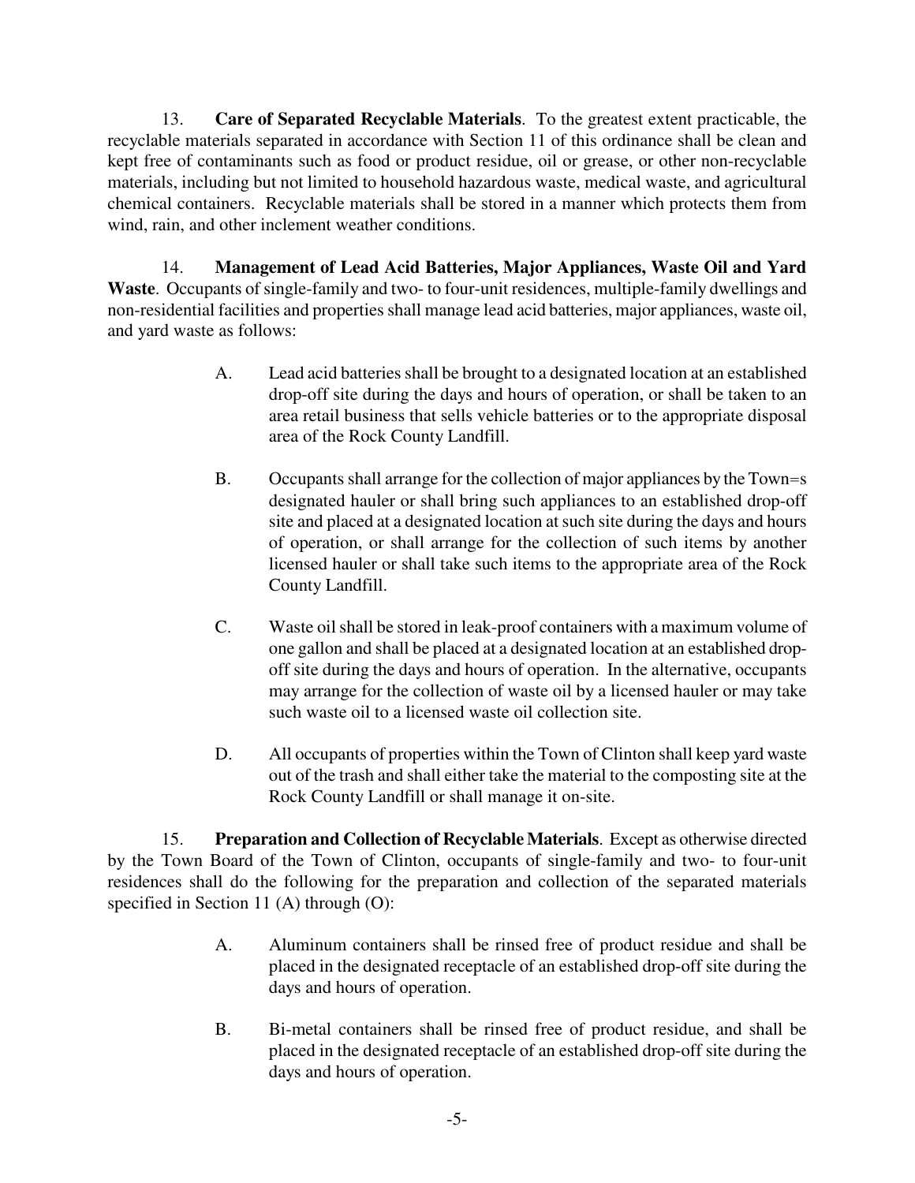13. **Care of Separated Recyclable Materials**. To the greatest extent practicable, the recyclable materials separated in accordance with Section 11 of this ordinance shall be clean and kept free of contaminants such as food or product residue, oil or grease, or other non-recyclable materials, including but not limited to household hazardous waste, medical waste, and agricultural chemical containers. Recyclable materials shall be stored in a manner which protects them from wind, rain, and other inclement weather conditions.

14. **Management of Lead Acid Batteries, Major Appliances, Waste Oil and Yard Waste**. Occupants of single-family and two- to four-unit residences, multiple-family dwellings and non-residential facilities and properties shall manage lead acid batteries, major appliances, waste oil, and yard waste as follows:

A. Lead acid batteries shall be brought to a designated location at an established drop-off site during the days and hours of operation, or shall be taken to an area retail business that sells vehicle batteries or to the appropriate disposal area of the Rock County Landfill.

B. Occupants shall arrange for the collection of major appliances by the Town=s designated hauler or shall bring such appliances to an established drop-off site and placed at a designated location at such site during the days and hours of operation, or shall arrange for the collection of such items by another licensed hauler or shall take such items to the appropriate area of the Rock County Landfill.

C. Waste oil shall be stored in leak-proof containers with a maximum volume of one gallon and shall be placed at a designated location at an established drop-off site during the days and hours of operation. In the alternative, occupants may arrange for the collection of waste oil by a licensed hauler or may take such waste oil to a licensed waste oil collection site.

D. All occupants of properties within the Town of Clinton shall keep yard waste out of the trash and shall either take the material to the composting site at the Rock County Landfill or shall manage it on-site.

15. **Preparation and Collection of Recyclable Materials**. Except as otherwise directed by the Town Board of the Town of Clinton, occupants of single-family and two- to four-unit residences shall do the following for the preparation and collection of the separated materials specified in Section 11 (A) through (O):

A. Aluminum containers shall be rinsed free of product residue and shall be placed in the designated receptacle of an established drop-off site during the days and hours of operation.

B. Bi-metal containers shall be rinsed free of product residue, and shall be placed in the designated receptacle of an established drop-off site during the days and hours of operation.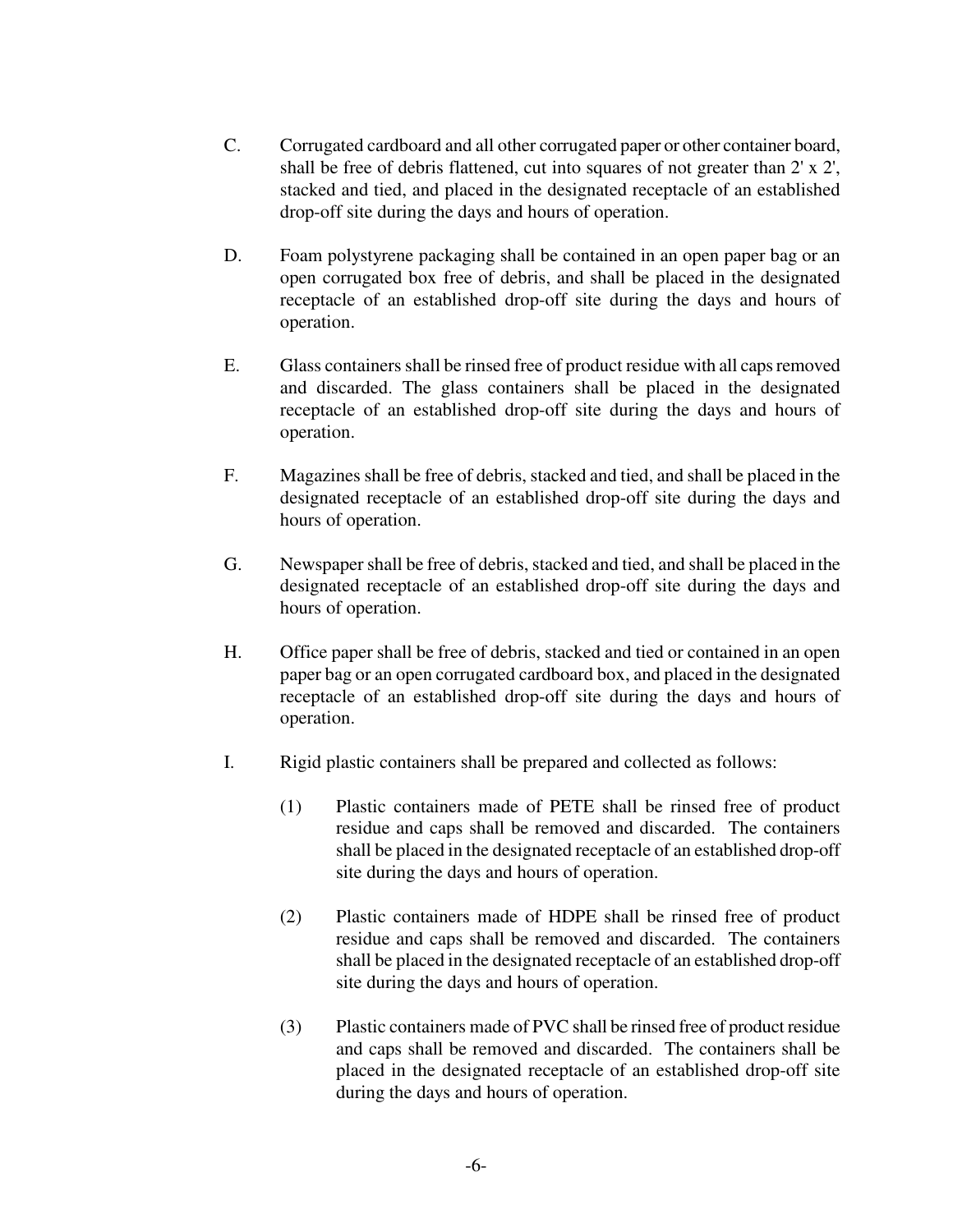C. Corrugated cardboard and all other corrugated paper or other container board, shall be free of debris flattened, cut into squares of not greater than 2' x 2', stacked and tied, and placed in the designated receptacle of an established drop-off site during the days and hours of operation.

D. Foam polystyrene packaging shall be contained in an open paper bag or an open corrugated box free of debris, and shall be placed in the designated receptacle of an established drop-off site during the days and hours of operation.

E. Glass containers shall be rinsed free of product residue with all caps removed and discarded. The glass containers shall be placed in the designated receptacle of an established drop-off site during the days and hours of operation.

F. Magazines shall be free of debris, stacked and tied, and shall be placed in the designated receptacle of an established drop-off site during the days and hours of operation.

G. Newspaper shall be free of debris, stacked and tied, and shall be placed in the designated receptacle of an established drop-off site during the days and hours of operation.

H. Office paper shall be free of debris, stacked and tied or contained in an open paper bag or an open corrugated cardboard box, and placed in the designated receptacle of an established drop-off site during the days and hours of operation.

I. Rigid plastic containers shall be prepared and collected as follows:

(1) Plastic containers made of PETE shall be rinsed free of product residue and caps shall be removed and discarded. The containers shall be placed in the designated receptacle of an established drop-off site during the days and hours of operation.

(2) Plastic containers made of HDPE shall be rinsed free of product residue and caps shall be removed and discarded. The containers shall be placed in the designated receptacle of an established drop-off site during the days and hours of operation.

(3) Plastic containers made of PVC shall be rinsed free of product residue and caps shall be removed and discarded. The containers shall be placed in the designated receptacle of an established drop-off site during the days and hours of operation.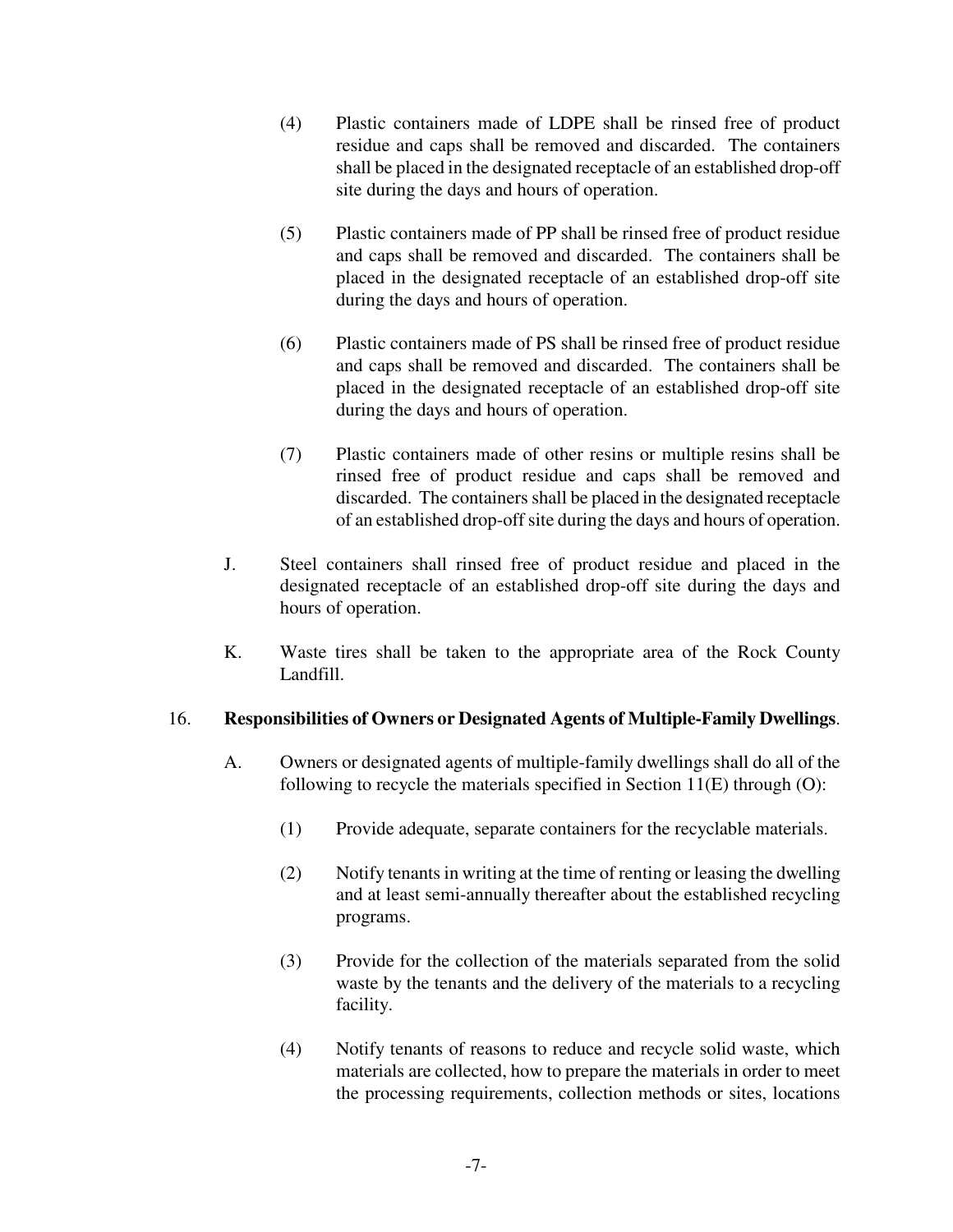(4) Plastic containers made of LDPE shall be rinsed free of product residue and caps shall be removed and discarded. The containers shall be placed in the designated receptacle of an established drop-off site during the days and hours of operation.

(5) Plastic containers made of PP shall be rinsed free of product residue and caps shall be removed and discarded. The containers shall be placed in the designated receptacle of an established drop-off site during the days and hours of operation.

(6) Plastic containers made of PS shall be rinsed free of product residue and caps shall be removed and discarded. The containers shall be placed in the designated receptacle of an established drop-off site during the days and hours of operation.

(7) Plastic containers made of other resins or multiple resins shall be rinsed free of product residue and caps shall be removed and discarded. The containers shall be placed in the designated receptacle of an established drop-off site during the days and hours of operation.

J. Steel containers shall rinsed free of product residue and placed in the designated receptacle of an established drop-off site during the days and hours of operation.

K. Waste tires shall be taken to the appropriate area of the Rock County Landfill.

16. **Responsibilities of Owners or Designated Agents of Multiple-Family Dwellings**.

A. Owners or designated agents of multiple-family dwellings shall do all of the following to recycle the materials specified in Section 11(E) through (O):

(1) Provide adequate, separate containers for the recyclable materials.

(2) Notify tenants in writing at the time of renting or leasing the dwelling and at least semi-annually thereafter about the established recycling programs.

(3) Provide for the collection of the materials separated from the solid waste by the tenants and the delivery of the materials to a recycling facility.

(4) Notify tenants of reasons to reduce and recycle solid waste, which materials are collected, how to prepare the materials in order to meet the processing requirements, collection methods or sites, locations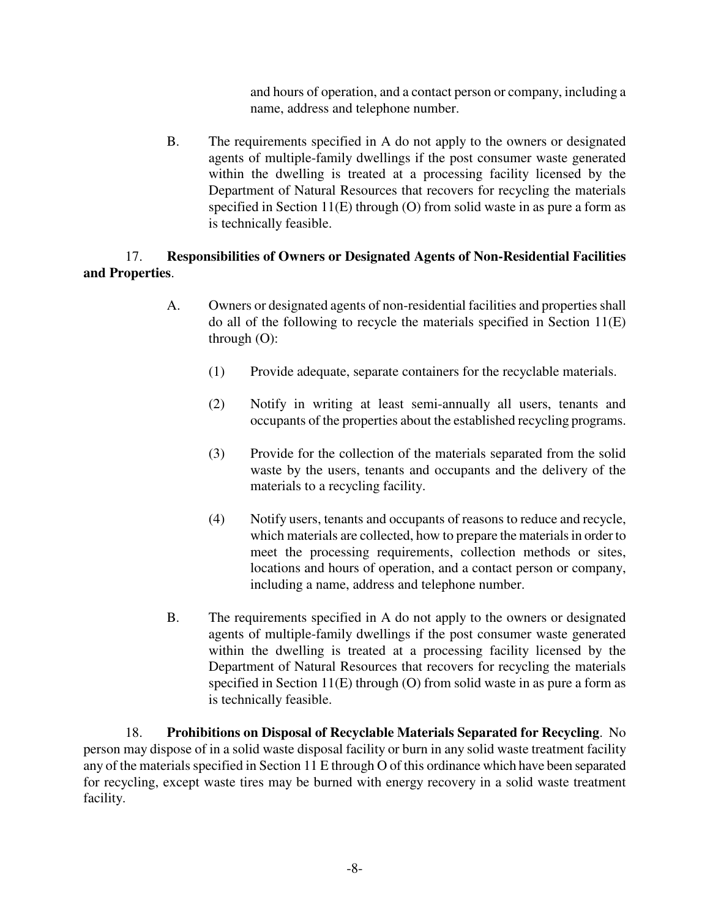and hours of operation, and a contact person or company, including a name, address and telephone number.

B. The requirements specified in A do not apply to the owners or designated agents of multiple-family dwellings if the post consumer waste generated within the dwelling is treated at a processing facility licensed by the Department of Natural Resources that recovers for recycling the materials specified in Section 11(E) through (O) from solid waste in as pure a form as is technically feasible.

17. **Responsibilities of Owners or Designated Agents of Non-Residential Facilities and Properties**.

A. Owners or designated agents of non-residential facilities and properties shall do all of the following to recycle the materials specified in Section 11(E) through (O):

(1) Provide adequate, separate containers for the recyclable materials.

(2) Notify in writing at least semi-annually all users, tenants and occupants of the properties about the established recycling programs.

(3) Provide for the collection of the materials separated from the solid waste by the users, tenants and occupants and the delivery of the materials to a recycling facility.

(4) Notify users, tenants and occupants of reasons to reduce and recycle, which materials are collected, how to prepare the materials in order to meet the processing requirements, collection methods or sites, locations and hours of operation, and a contact person or company, including a name, address and telephone number.

B. The requirements specified in A do not apply to the owners or designated agents of multiple-family dwellings if the post consumer waste generated within the dwelling is treated at a processing facility licensed by the Department of Natural Resources that recovers for recycling the materials specified in Section 11(E) through (O) from solid waste in as pure a form as is technically feasible.

18. **Prohibitions on Disposal of Recyclable Materials Separated for Recycling**. No person may dispose of in a solid waste disposal facility or burn in any solid waste treatment facility any of the materials specified in Section 11 E through O of this ordinance which have been separated for recycling, except waste tires may be burned with energy recovery in a solid waste treatment facility.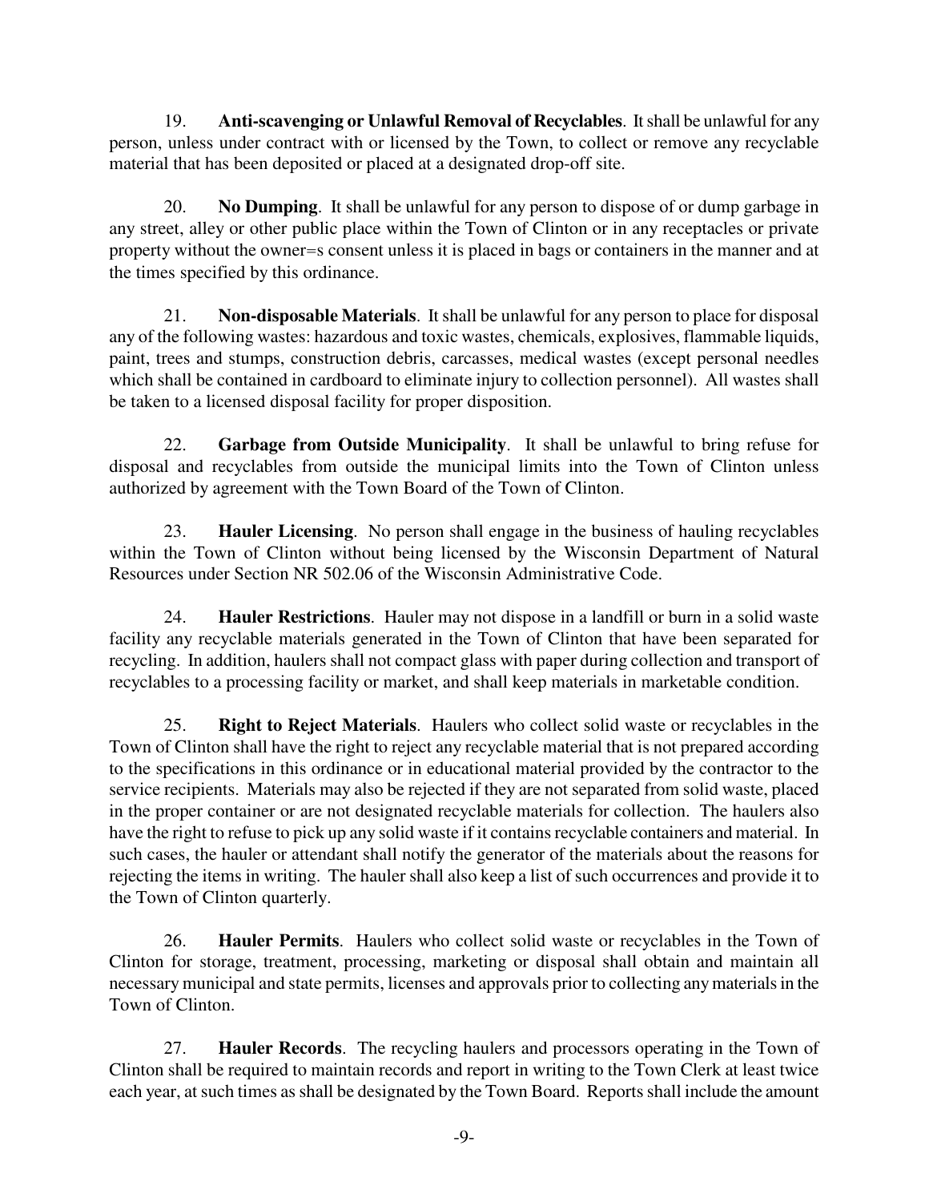19. **Anti-scavenging or Unlawful Removal of Recyclables**. It shall be unlawful for any person, unless under contract with or licensed by the Town, to collect or remove any recyclable material that has been deposited or placed at a designated drop-off site.

20. **No Dumping**. It shall be unlawful for any person to dispose of or dump garbage in any street, alley or other public place within the Town of Clinton or in any receptacles or private property without the owner=s consent unless it is placed in bags or containers in the manner and at the times specified by this ordinance.

21. **Non-disposable Materials**. It shall be unlawful for any person to place for disposal any of the following wastes: hazardous and toxic wastes, chemicals, explosives, flammable liquids, paint, trees and stumps, construction debris, carcasses, medical wastes (except personal needles which shall be contained in cardboard to eliminate injury to collection personnel). All wastes shall be taken to a licensed disposal facility for proper disposition.

22. **Garbage from Outside Municipality**. It shall be unlawful to bring refuse for disposal and recyclables from outside the municipal limits into the Town of Clinton unless authorized by agreement with the Town Board of the Town of Clinton.

23. **Hauler Licensing**. No person shall engage in the business of hauling recyclables within the Town of Clinton without being licensed by the Wisconsin Department of Natural Resources under Section NR 502.06 of the Wisconsin Administrative Code.

24. **Hauler Restrictions**. Hauler may not dispose in a landfill or burn in a solid waste facility any recyclable materials generated in the Town of Clinton that have been separated for recycling. In addition, haulers shall not compact glass with paper during collection and transport of recyclables to a processing facility or market, and shall keep materials in marketable condition.

25. **Right to Reject Materials**. Haulers who collect solid waste or recyclables in the Town of Clinton shall have the right to reject any recyclable material that is not prepared according to the specifications in this ordinance or in educational material provided by the contractor to the service recipients. Materials may also be rejected if they are not separated from solid waste, placed in the proper container or are not designated recyclable materials for collection. The haulers also have the right to refuse to pick up any solid waste if it contains recyclable containers and material. In such cases, the hauler or attendant shall notify the generator of the materials about the reasons for rejecting the items in writing. The hauler shall also keep a list of such occurrences and provide it to the Town of Clinton quarterly.

26. **Hauler Permits**. Haulers who collect solid waste or recyclables in the Town of Clinton for storage, treatment, processing, marketing or disposal shall obtain and maintain all necessary municipal and state permits, licenses and approvals prior to collecting any materials in the Town of Clinton.

27. **Hauler Records**. The recycling haulers and processors operating in the Town of Clinton shall be required to maintain records and report in writing to the Town Clerk at least twice each year, at such times as shall be designated by the Town Board. Reports shall include the amount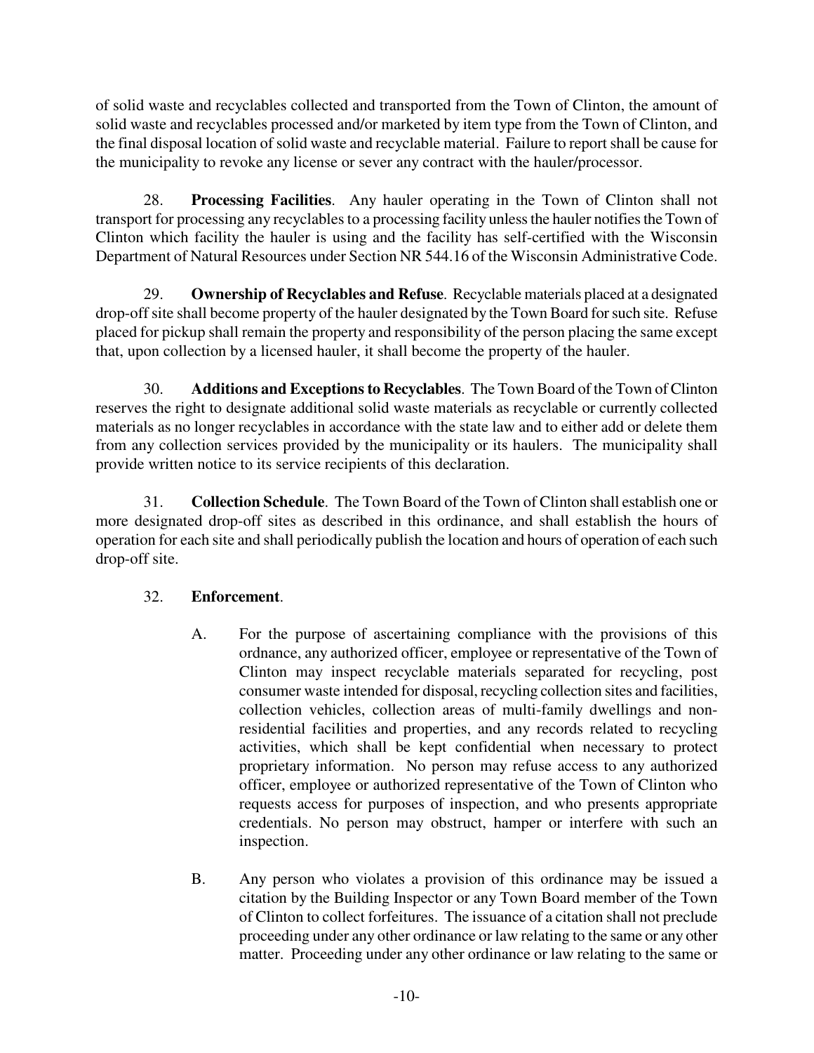of solid waste and recyclables collected and transported from the Town of Clinton, the amount of solid waste and recyclables processed and/or marketed by item type from the Town of Clinton, and the final disposal location of solid waste and recyclable material. Failure to report shall be cause for the municipality to revoke any license or sever any contract with the hauler/processor.

28. **Processing Facilities**. Any hauler operating in the Town of Clinton shall not transport for processing any recyclables to a processing facility unless the hauler notifies the Town of Clinton which facility the hauler is using and the facility has self-certified with the Wisconsin Department of Natural Resources under Section NR 544.16 of the Wisconsin Administrative Code.

29. **Ownership of Recyclables and Refuse**. Recyclable materials placed at a designated drop-off site shall become property of the hauler designated by the Town Board for such site. Refuse placed for pickup shall remain the property and responsibility of the person placing the same except that, upon collection by a licensed hauler, it shall become the property of the hauler.

30. **Additions and Exceptions to Recyclables**. The Town Board of the Town of Clinton reserves the right to designate additional solid waste materials as recyclable or currently collected materials as no longer recyclables in accordance with the state law and to either add or delete them from any collection services provided by the municipality or its haulers. The municipality shall provide written notice to its service recipients of this declaration.

31. **Collection Schedule**. The Town Board of the Town of Clinton shall establish one or more designated drop-off sites as described in this ordinance, and shall establish the hours of operation for each site and shall periodically publish the location and hours of operation of each such drop-off site.

32. **Enforcement**.

A. For the purpose of ascertaining compliance with the provisions of this ordnance, any authorized officer, employee or representative of the Town of Clinton may inspect recyclable materials separated for recycling, post consumer waste intended for disposal, recycling collection sites and facilities, collection vehicles, collection areas of multi-family dwellings and non-residential facilities and properties, and any records related to recycling activities, which shall be kept confidential when necessary to protect proprietary information. No person may refuse access to any authorized officer, employee or authorized representative of the Town of Clinton who requests access for purposes of inspection, and who presents appropriate credentials. No person may obstruct, hamper or interfere with such an inspection.

B. Any person who violates a provision of this ordinance may be issued a citation by the Building Inspector or any Town Board member of the Town of Clinton to collect forfeitures. The issuance of a citation shall not preclude proceeding under any other ordinance or law relating to the same or any other matter. Proceeding under any other ordinance or law relating to the same or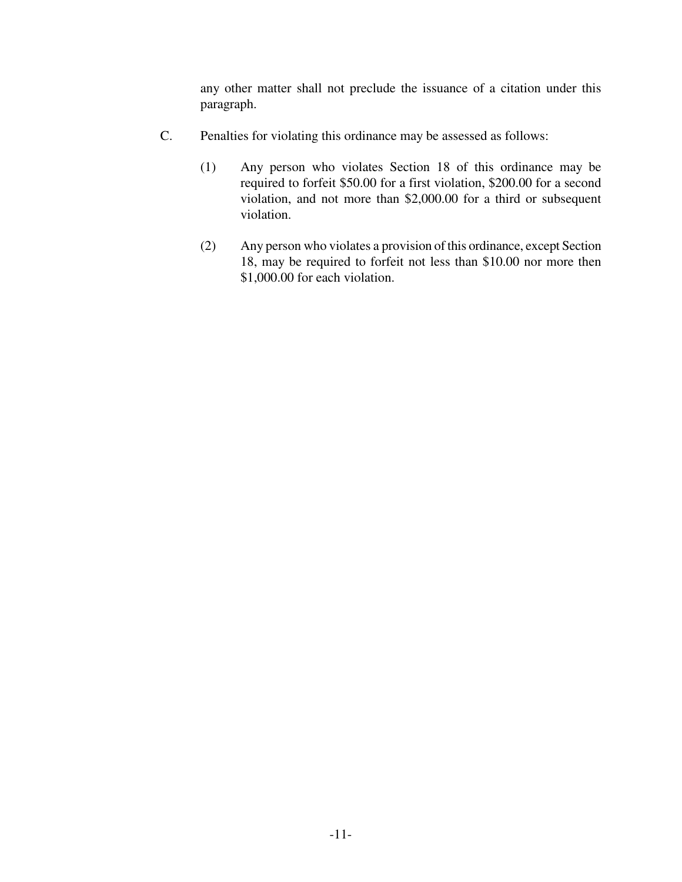any other matter shall not preclude the issuance of a citation under this paragraph.

C. Penalties for violating this ordinance may be assessed as follows:

(1) Any person who violates Section 18 of this ordinance may be required to forfeit $50.00 for a first violation, $200.00 for a second violation, and not more than $2,000.00 for a third or subsequent violation.

(2) Any person who violates a provision of this ordinance, except Section 18, may be required to forfeit not less than $10.00 nor more then $1,000.00 for each violation.